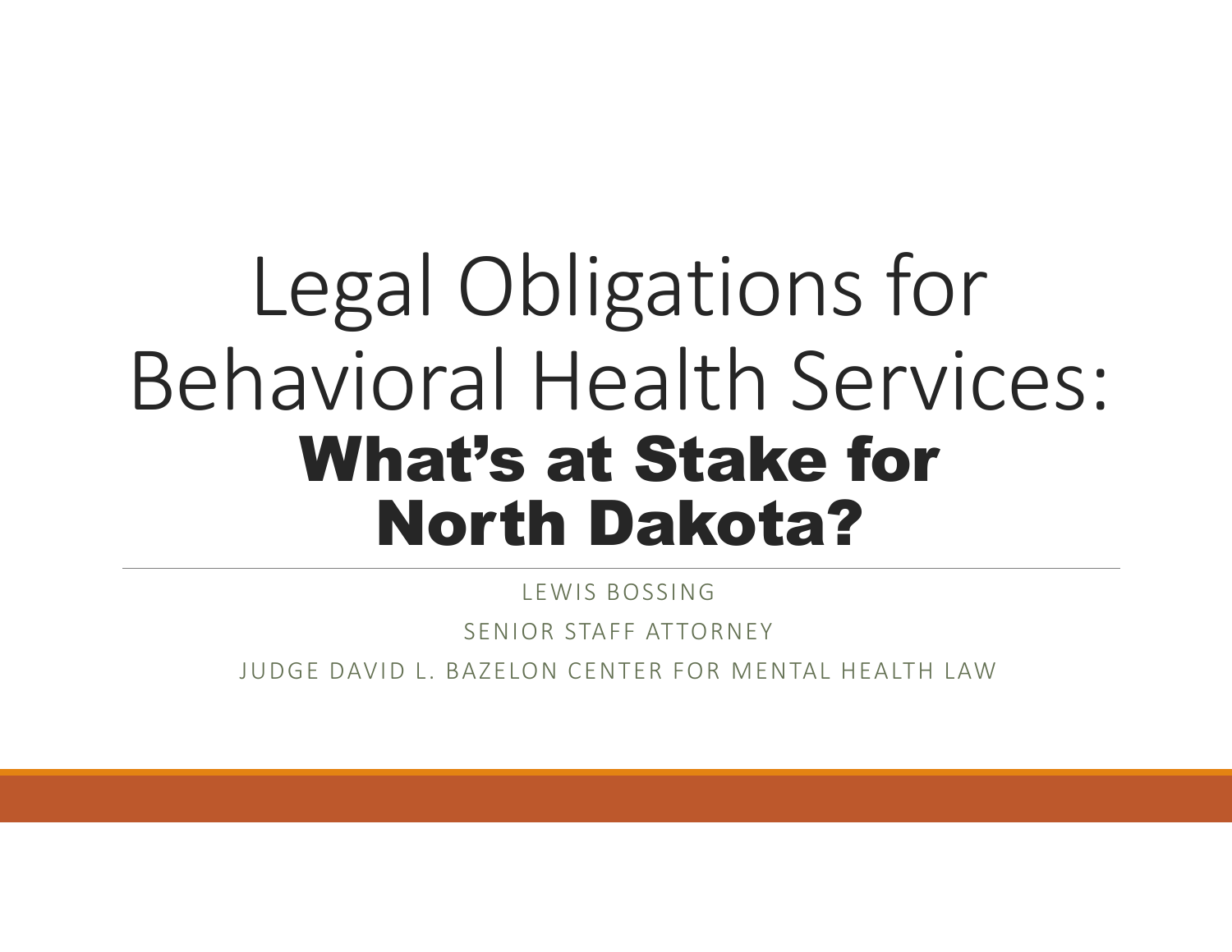# Legal Obligations for Behavioral Health Services: **What's at Stake for North Dakota?**

LEWIS BOSSING

SENIOR STAFF ATTORNEY

JUDGE DAVID L. BAZELON CENTER FOR MENTAL HEALTH LAW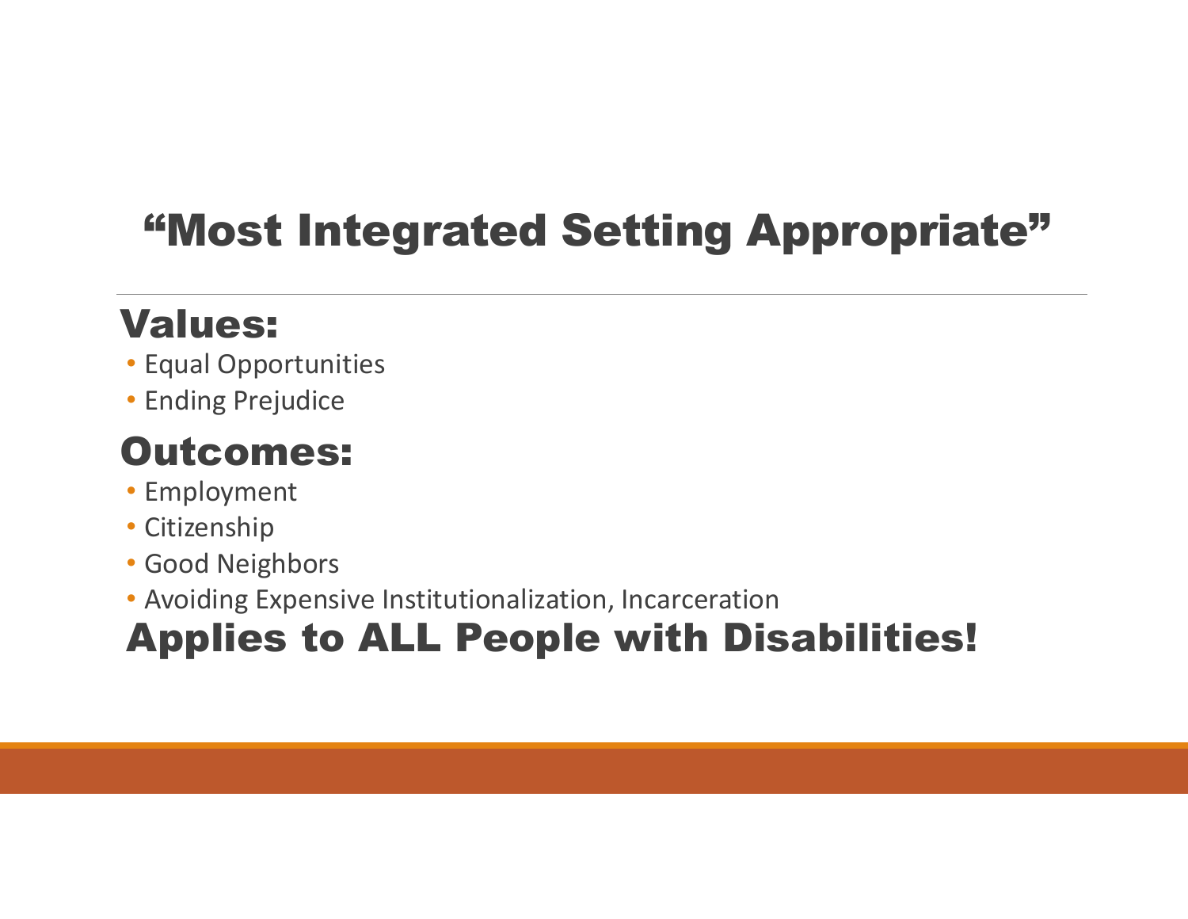# "Most Integrated Setting Appropriate"

## Values:

- Equal Opportunities
- Ending Prejudice

## Outcomes:

- Employment
- Citizenship
- Good Neighbors
- Avoiding Expensive Institutionalization, Incarceration

## Applies to ALL People with Disabilities!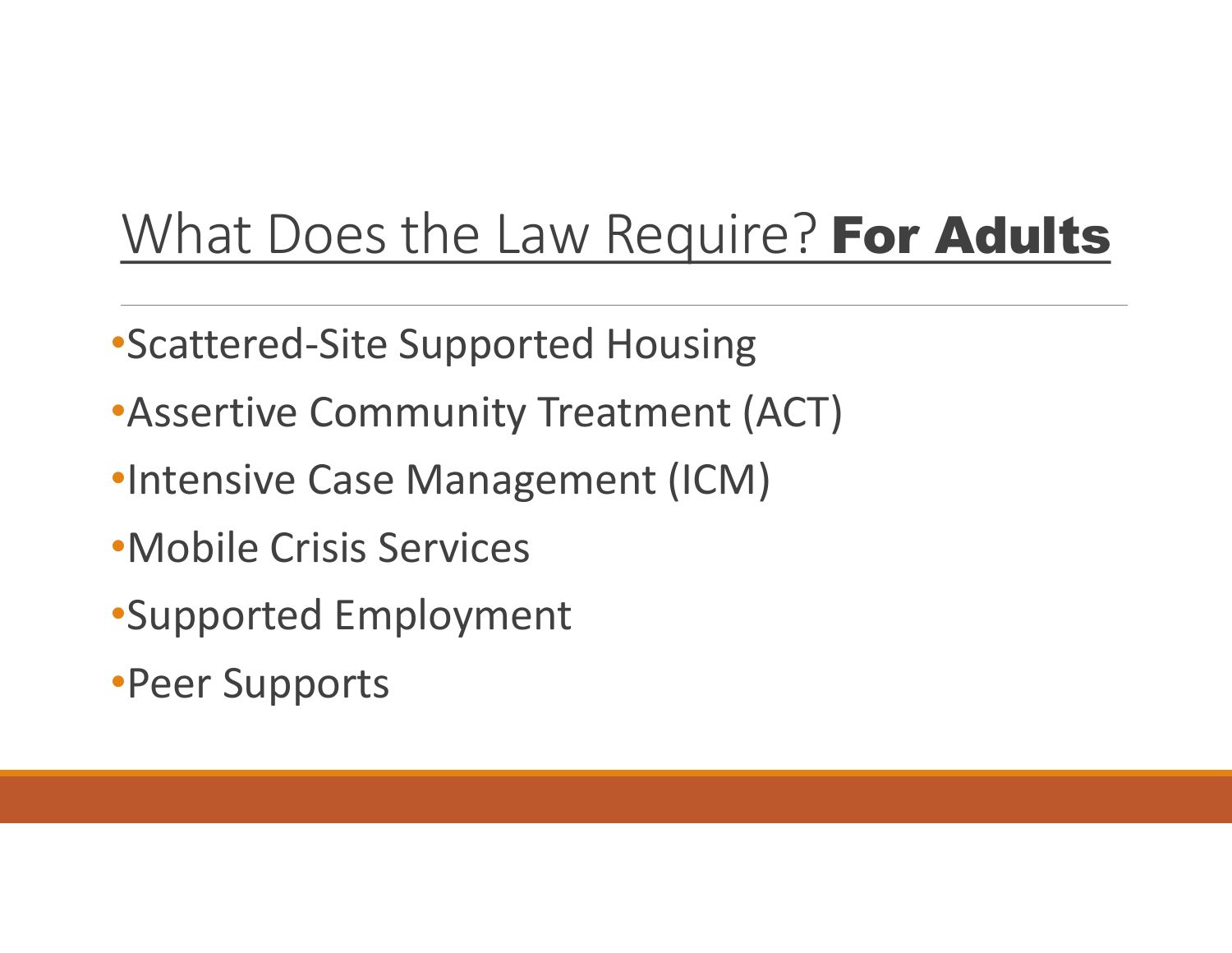# What Does the Law Require? **For Adults**

- Scattered-Site Supported Housing
- Assertive Community Treatment (ACT)
- Intensive Case Management (ICM)
- Mobile Crisis Services
- Supported Employment
- Peer Supports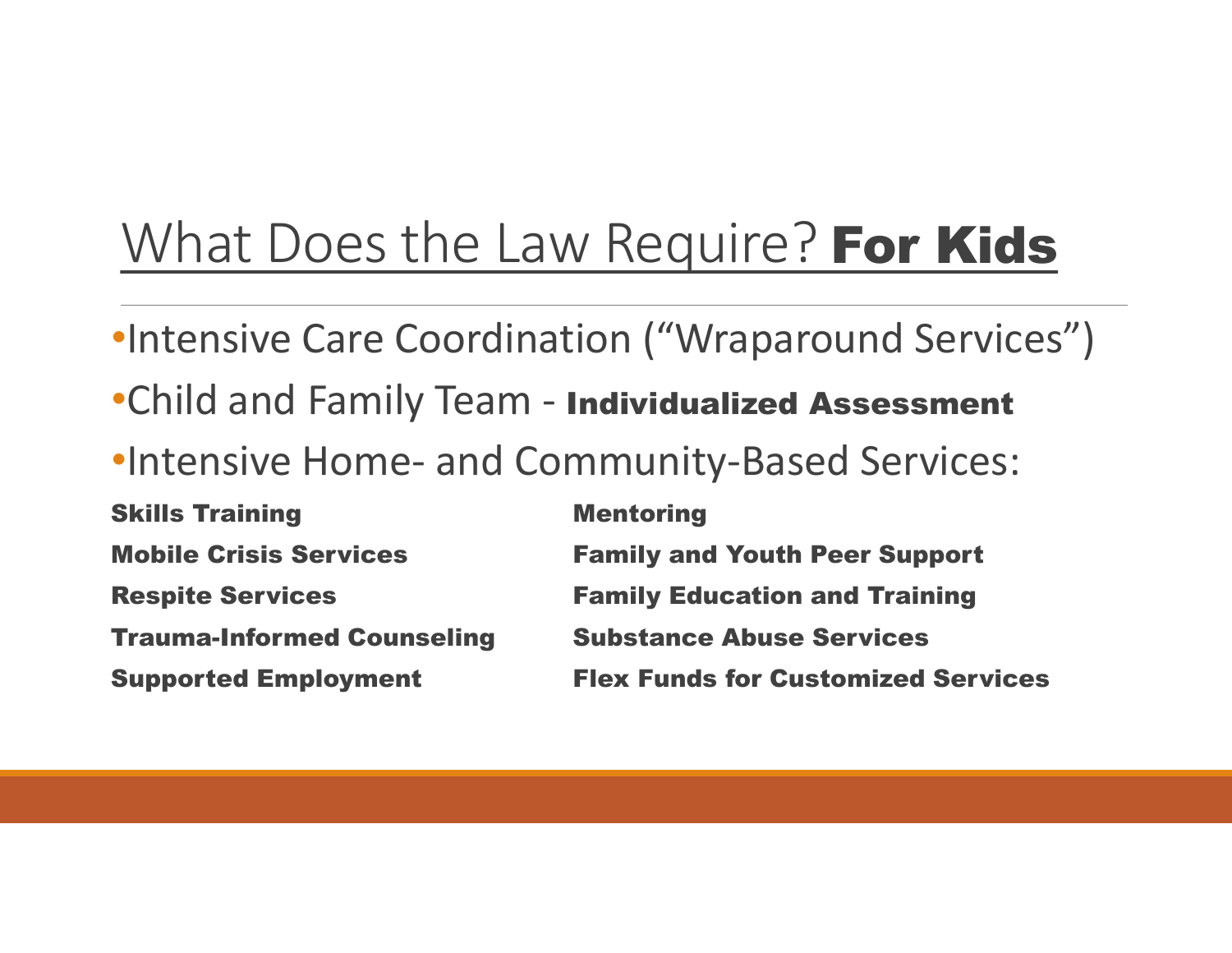# What Does the Law Require? **For Kids**

- Intensive Care Coordination (“Wraparound Services”)
- Child and Family Team - **Individualized Assessment**
- Intensive Home- and Community-Based Services:

**Skills Training**

**Mobile Crisis Services**

**Respite Services**

**Trauma-Informed Counseling**

**Supported Employment**

**Mentoring**

**Family and Youth Peer Support**

**Family Education and Training**

**Substance Abuse Services**

**Flex Funds for Customized Services**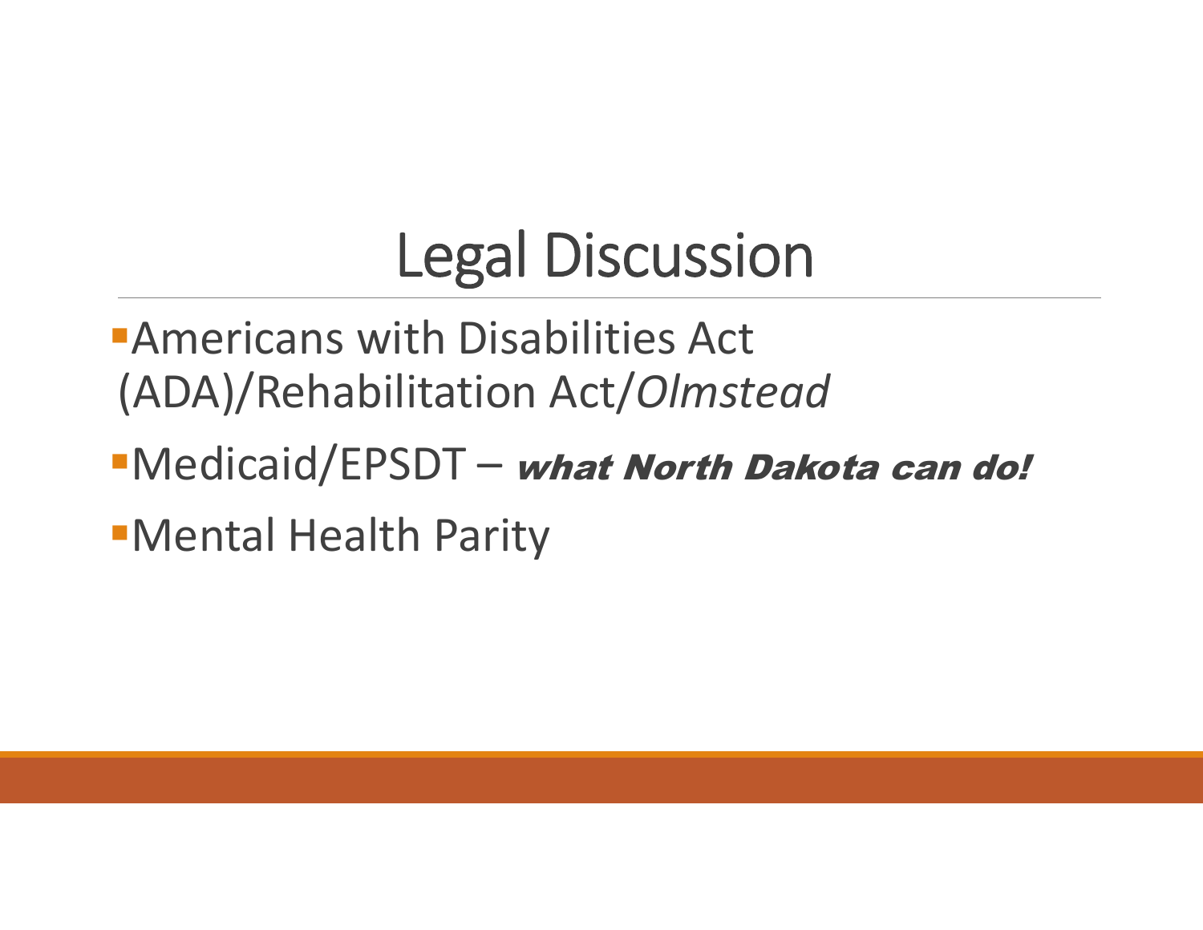# Legal Discussion

- Americans with Disabilities Act (ADA)/Rehabilitation Act/*Olmstead*
- Medicaid/EPSDT – ***what North Dakota can do!***
- Mental Health Parity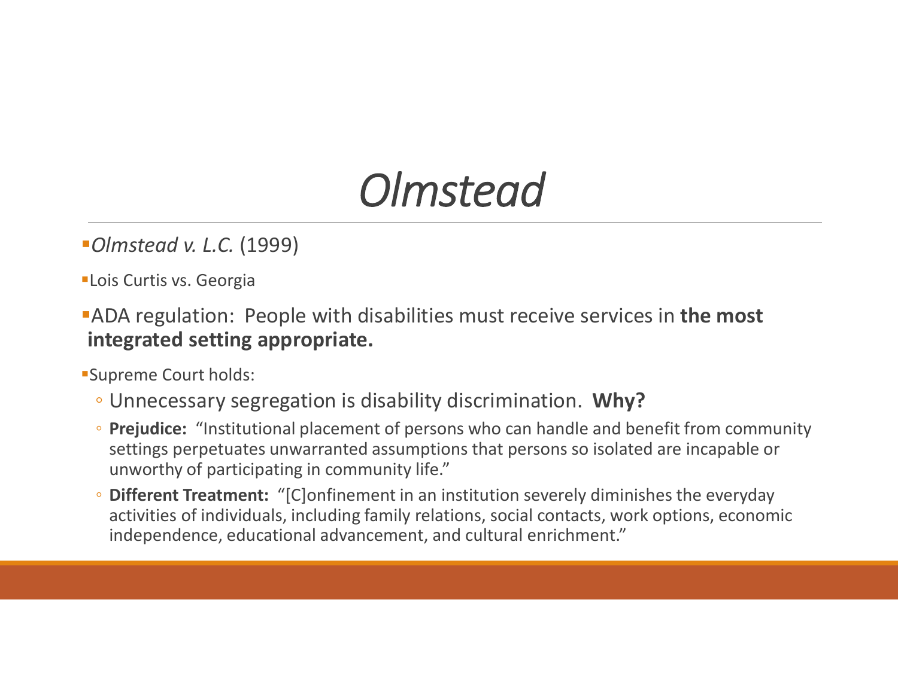# *Olmstead*

- *Olmstead v. L.C.* (1999)
- Lois Curtis vs. Georgia
- ADA regulation: People with disabilities must receive services in **the most integrated setting appropriate.**
- Supreme Court holds:
  - Unnecessary segregation is disability discrimination. **Why?**
  - **Prejudice:** "Institutional placement of persons who can handle and benefit from community settings perpetuates unwarranted assumptions that persons so isolated are incapable or unworthy of participating in community life."
  - **Different Treatment:** "[C]onfinement in an institution severely diminishes the everyday activities of individuals, including family relations, social contacts, work options, economic independence, educational advancement, and cultural enrichment."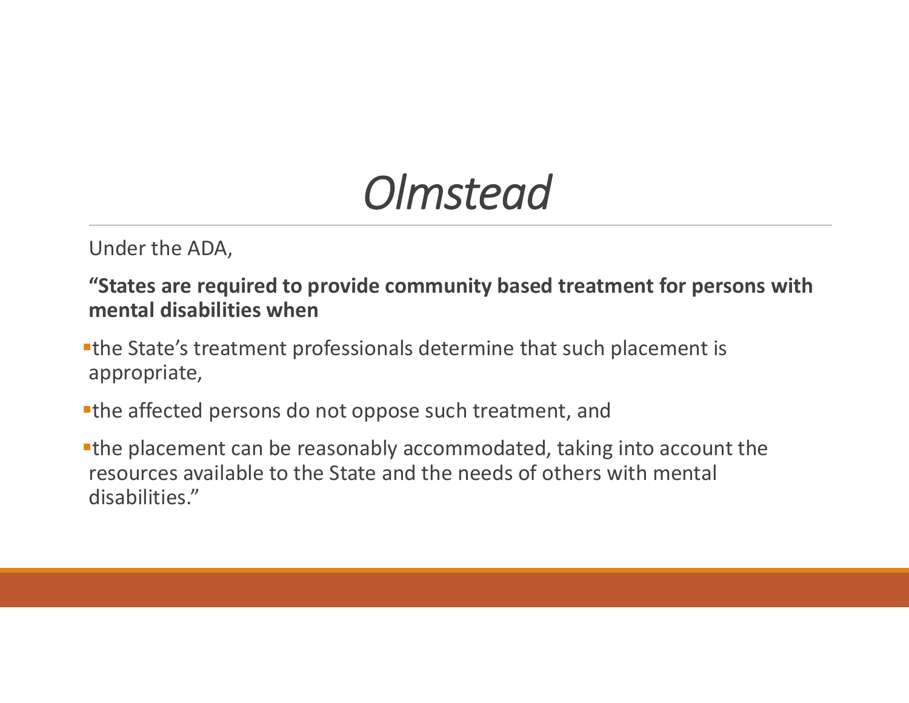# *Olmstead*

Under the ADA,

**"States are required to provide community based treatment for persons with mental disabilities when**

- the State's treatment professionals determine that such placement is appropriate,
- the affected persons do not oppose such treatment, and
- the placement can be reasonably accommodated, taking into account the resources available to the State and the needs of others with mental disabilities."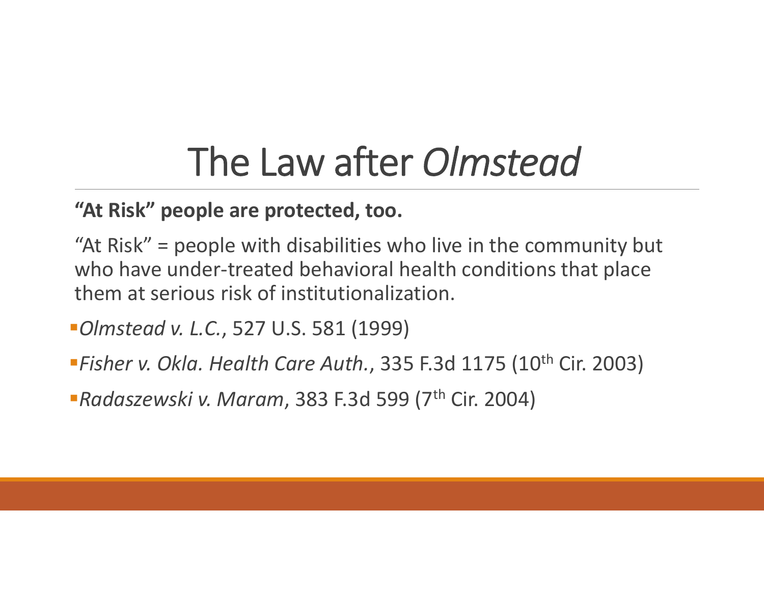# The Law after *Olmstead*

**"At Risk" people are protected, too.**

"At Risk" = people with disabilities who live in the community but who have under-treated behavioral health conditions that place them at serious risk of institutionalization.

- *Olmstead v. L.C.*, 527 U.S. 581 (1999)
- *Fisher v. Okla. Health Care Auth.*, 335 F.3d 1175 (10th Cir. 2003)
- *Radaszewski v. Maram*, 383 F.3d 599 (7th Cir. 2004)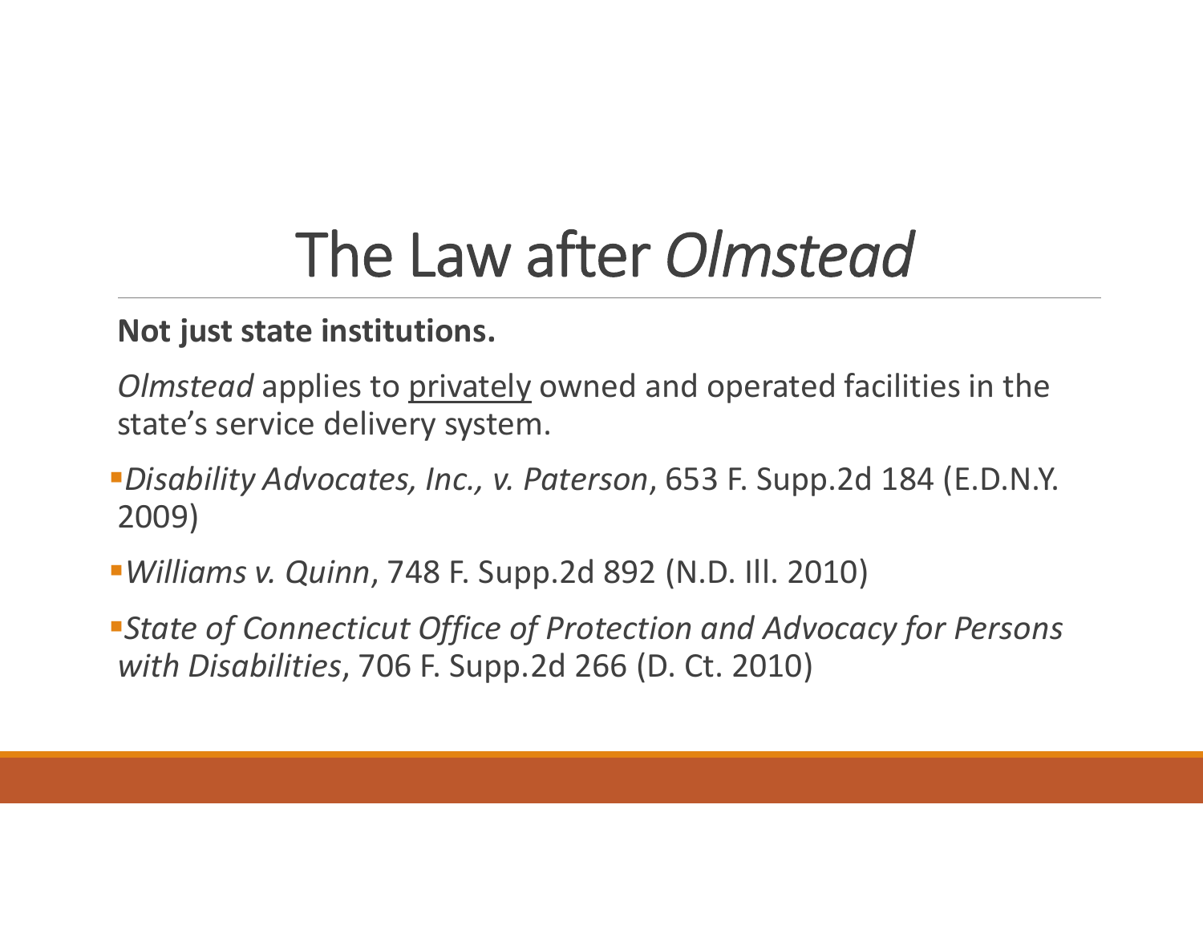# The Law after *Olmstead*

**Not just state institutions.**

*Olmstead* applies to <u>privately</u> owned and operated facilities in the state's service delivery system.

- *Disability Advocates, Inc., v. Paterson*, 653 F. Supp.2d 184 (E.D.N.Y. 2009)
- *Williams v. Quinn*, 748 F. Supp.2d 892 (N.D. Ill. 2010)
- *State of Connecticut Office of Protection and Advocacy for Persons with Disabilities*, 706 F. Supp.2d 266 (D. Ct. 2010)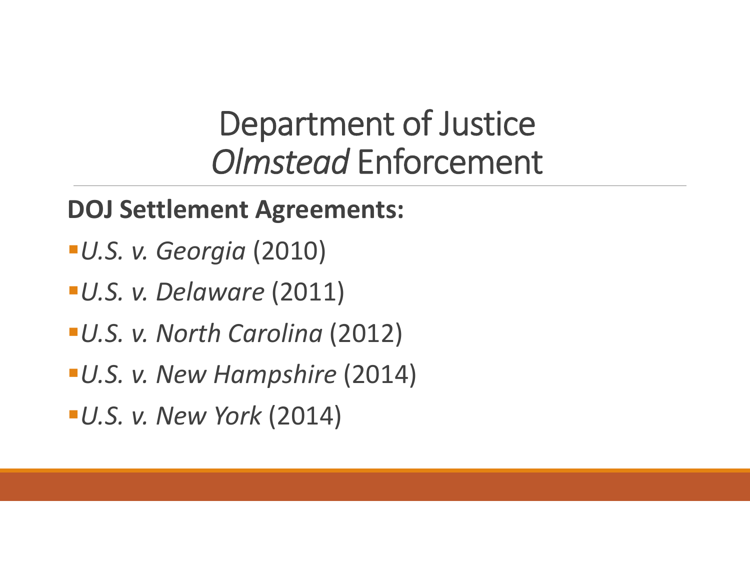# Department of Justice *Olmstead* Enforcement

**DOJ Settlement Agreements:**

- *U.S. v. Georgia* (2010)
- *U.S. v. Delaware* (2011)
- *U.S. v. North Carolina* (2012)
- *U.S. v. New Hampshire* (2014)
- *U.S. v. New York* (2014)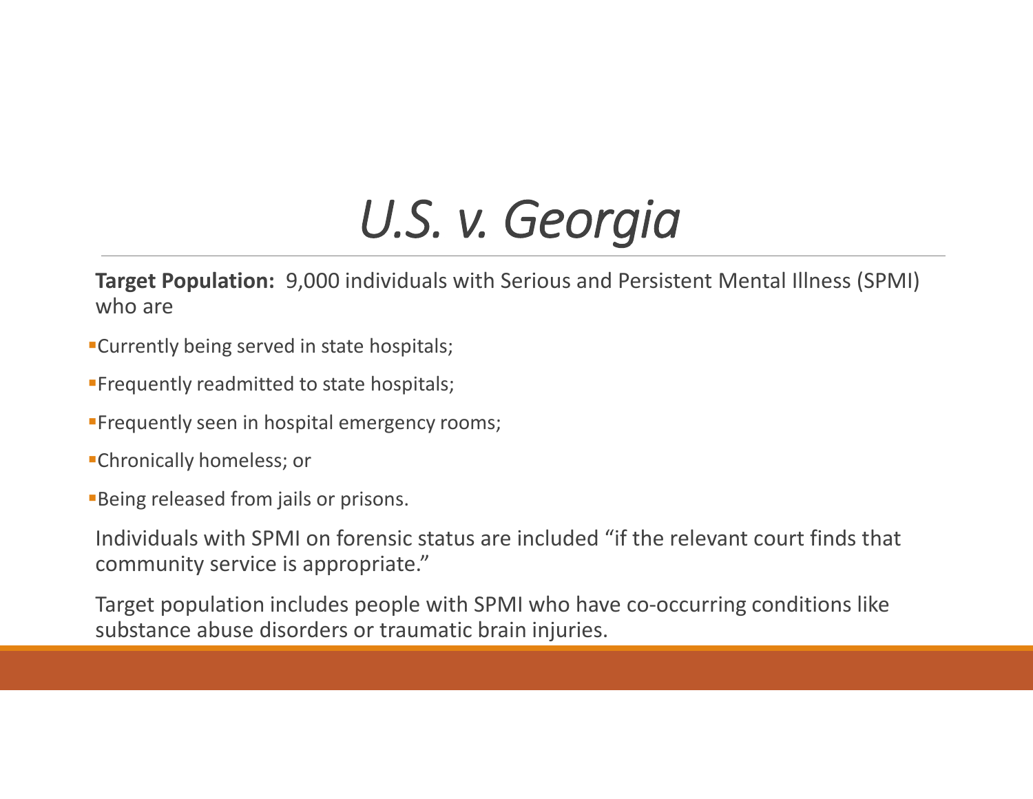# *U.S. v. Georgia*

**Target Population:** 9,000 individuals with Serious and Persistent Mental Illness (SPMI) who are

- Currently being served in state hospitals;
- Frequently readmitted to state hospitals;
- Frequently seen in hospital emergency rooms;
- Chronically homeless; or
- Being released from jails or prisons.

Individuals with SPMI on forensic status are included "if the relevant court finds that community service is appropriate."

Target population includes people with SPMI who have co-occurring conditions like substance abuse disorders or traumatic brain injuries.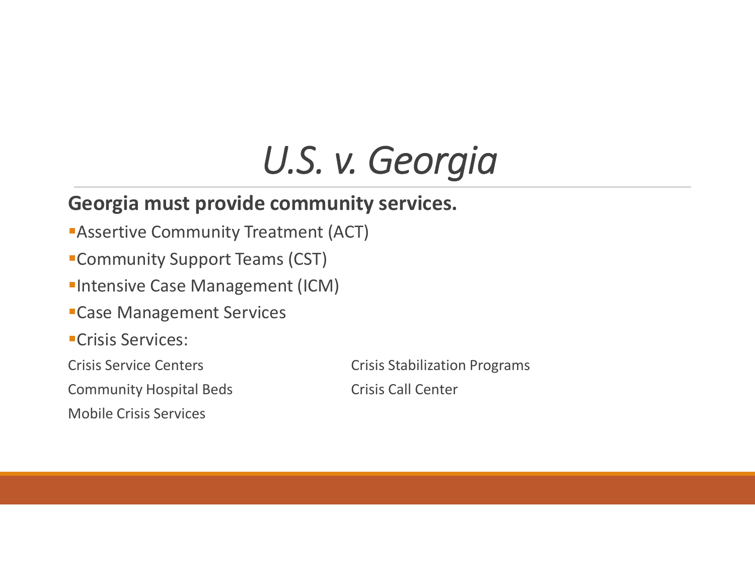# *U.S. v. Georgia*

**Georgia must provide community services.**

- Assertive Community Treatment (ACT)
- Community Support Teams (CST)
- Intensive Case Management (ICM)
- Case Management Services
- Crisis Services:

Crisis Service Centers

Community Hospital Beds

Mobile Crisis Services

Crisis Stabilization Programs

Crisis Call Center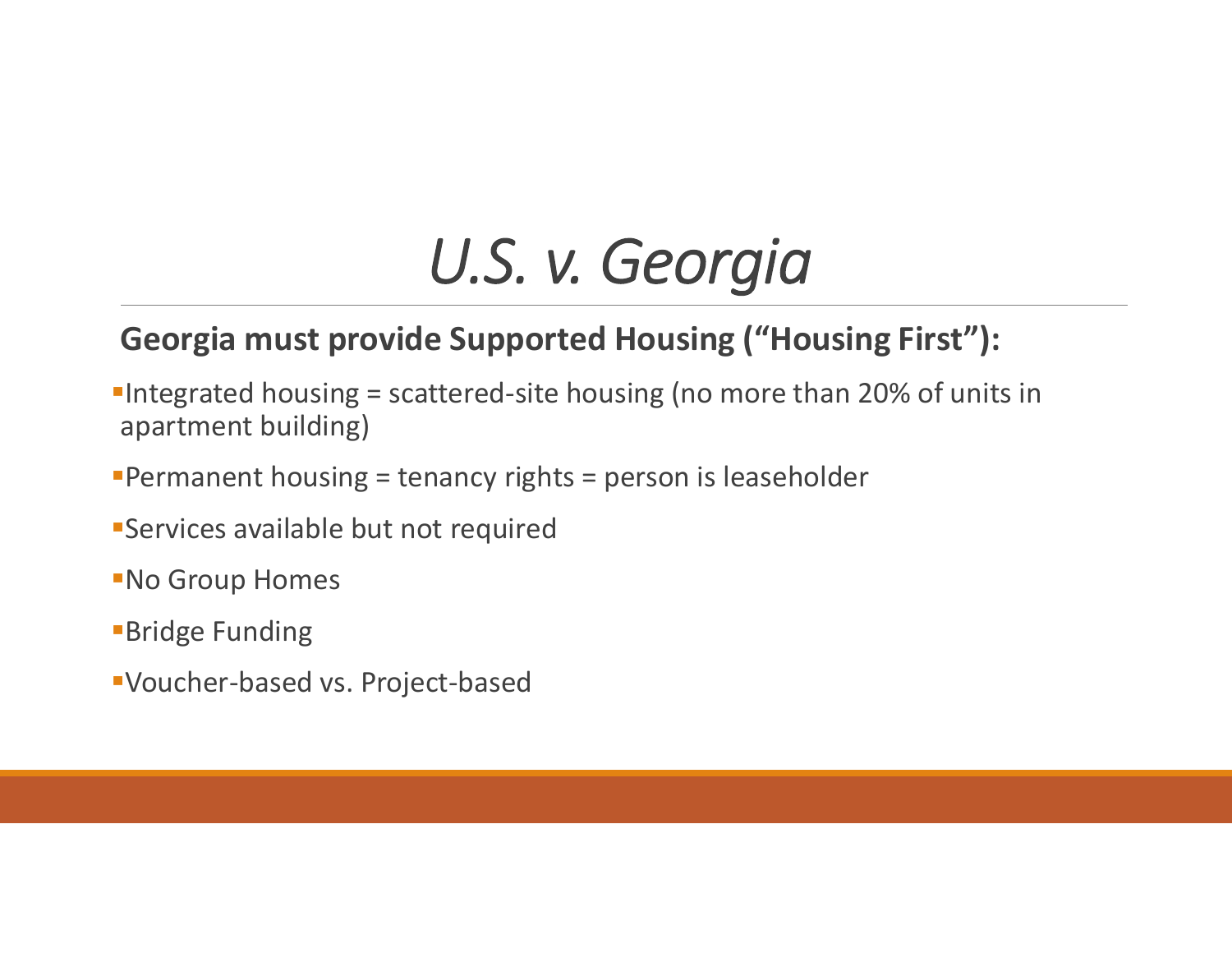# *U.S. v. Georgia*

**Georgia must provide Supported Housing ("Housing First"):**

- Integrated housing = scattered-site housing (no more than 20% of units in apartment building)
- Permanent housing = tenancy rights = person is leaseholder
- Services available but not required
- No Group Homes
- Bridge Funding
- Voucher-based vs. Project-based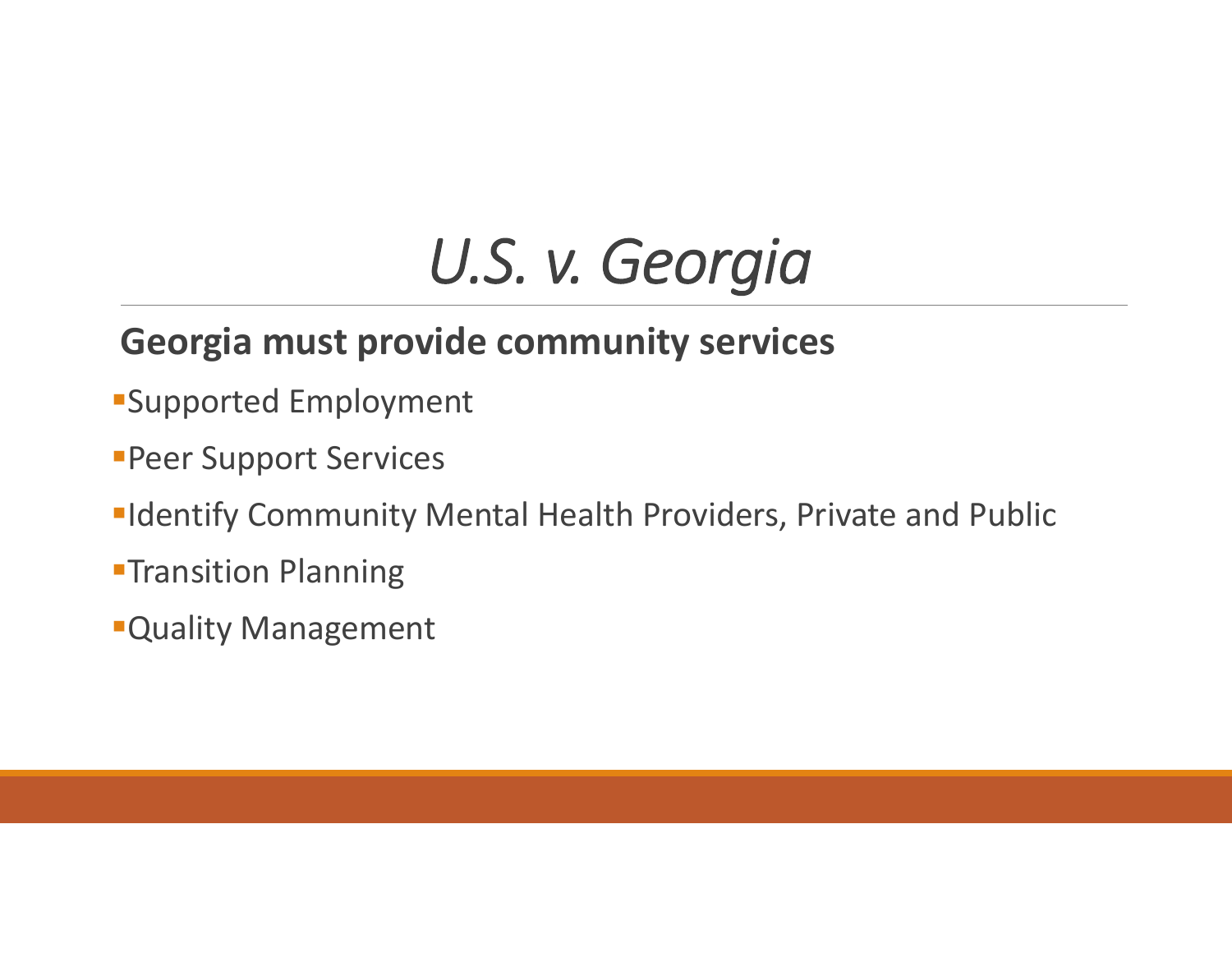# *U.S. v. Georgia*

**Georgia must provide community services**

- Supported Employment
- Peer Support Services
- Identify Community Mental Health Providers, Private and Public
- Transition Planning
- Quality Management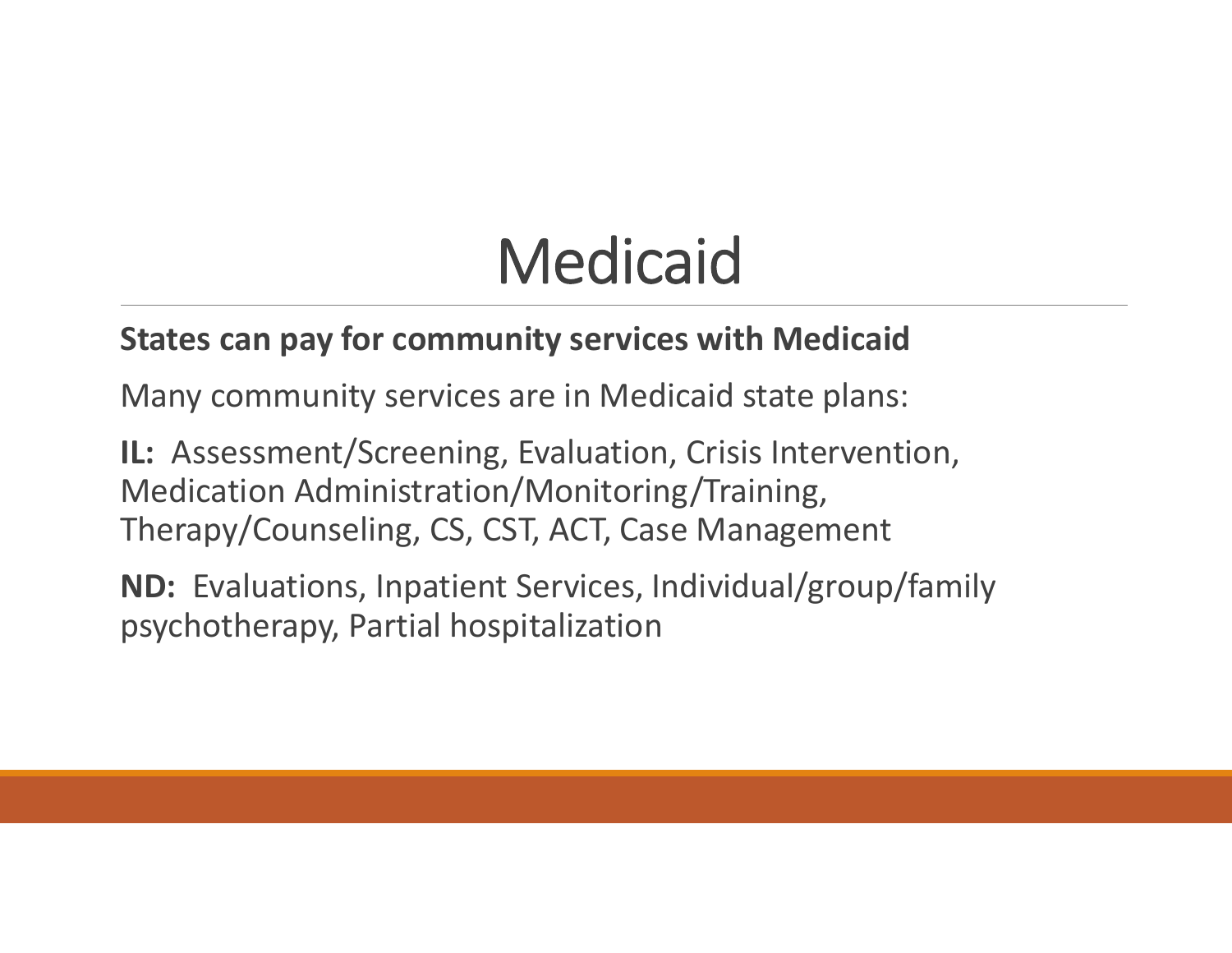# Medicaid

**States can pay for community services with Medicaid**

Many community services are in Medicaid state plans:

**IL:** Assessment/Screening, Evaluation, Crisis Intervention, Medication Administration/Monitoring/Training, Therapy/Counseling, CS, CST, ACT, Case Management

**ND:** Evaluations, Inpatient Services, Individual/group/family psychotherapy, Partial hospitalization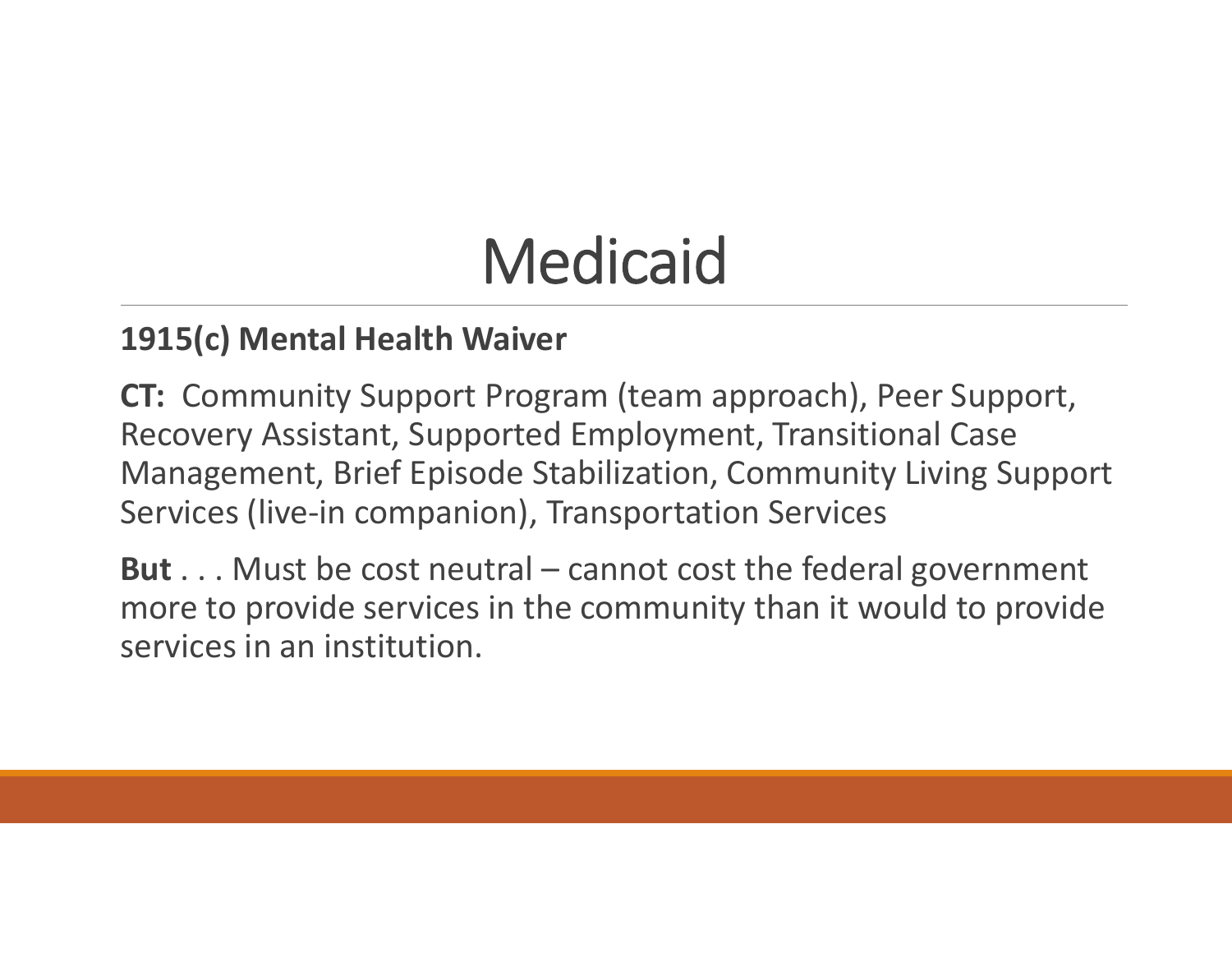# Medicaid

**1915(c) Mental Health Waiver**

**CT:** Community Support Program (team approach), Peer Support, Recovery Assistant, Supported Employment, Transitional Case Management, Brief Episode Stabilization, Community Living Support Services (live-in companion), Transportation Services

**But** . . . Must be cost neutral – cannot cost the federal government more to provide services in the community than it would to provide services in an institution.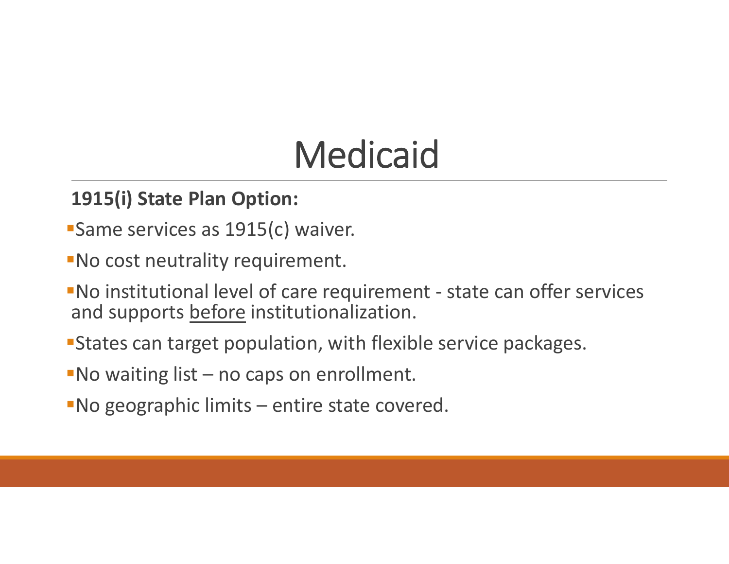# Medicaid

**1915(i) State Plan Option:**

- Same services as 1915(c) waiver.
- No cost neutrality requirement.
- No institutional level of care requirement - state can offer services and supports <u>before</u> institutionalization.
- States can target population, with flexible service packages.
- No waiting list – no caps on enrollment.
- No geographic limits – entire state covered.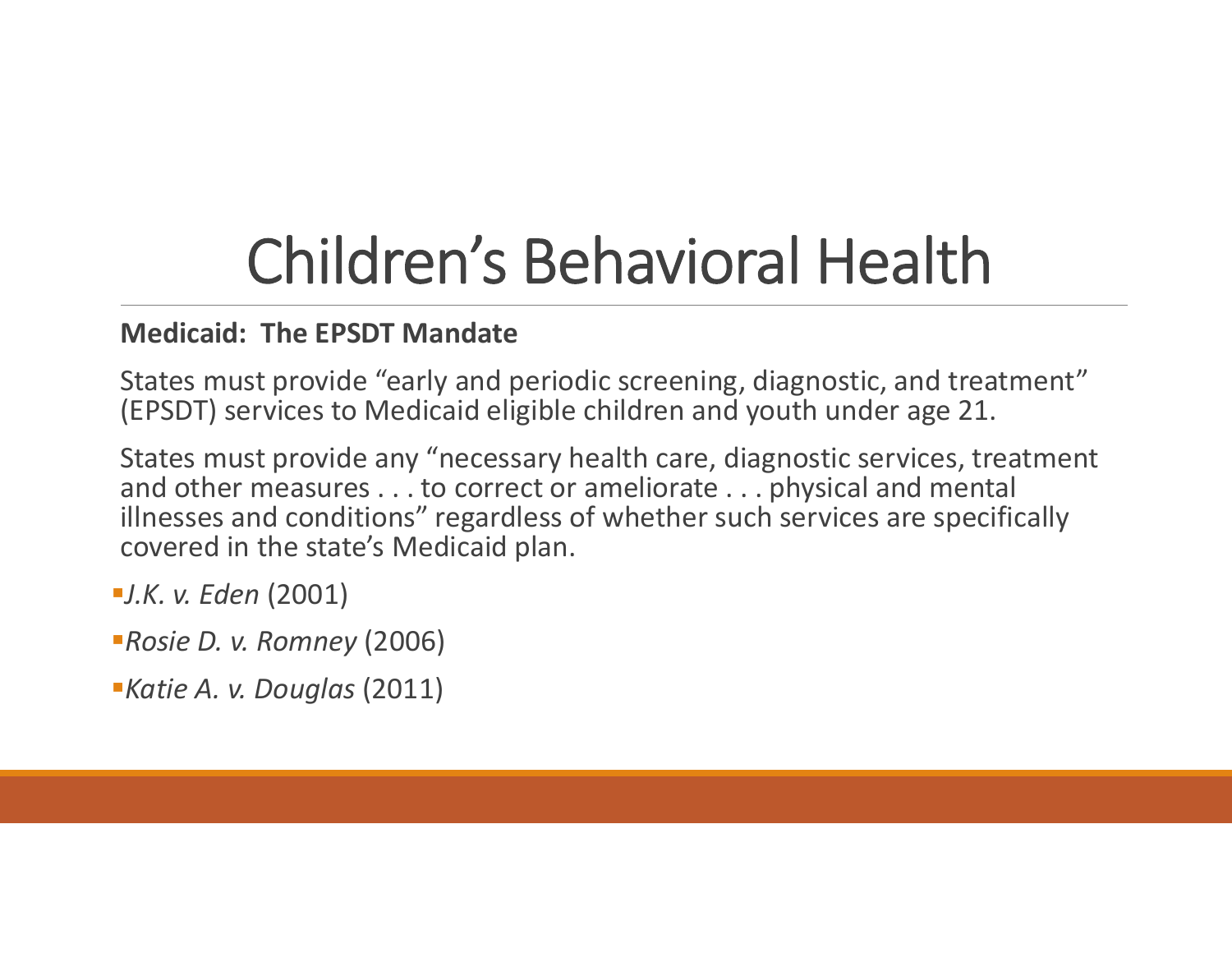# Children’s Behavioral Health

**Medicaid: The EPSDT Mandate**

States must provide “early and periodic screening, diagnostic, and treatment” (EPSDT) services to Medicaid eligible children and youth under age 21.

States must provide any “necessary health care, diagnostic services, treatment and other measures . . . to correct or ameliorate . . . physical and mental illnesses and conditions” regardless of whether such services are specifically covered in the state’s Medicaid plan.

- *J.K. v. Eden* (2001)
- *Rosie D. v. Romney* (2006)
- *Katie A. v. Douglas* (2011)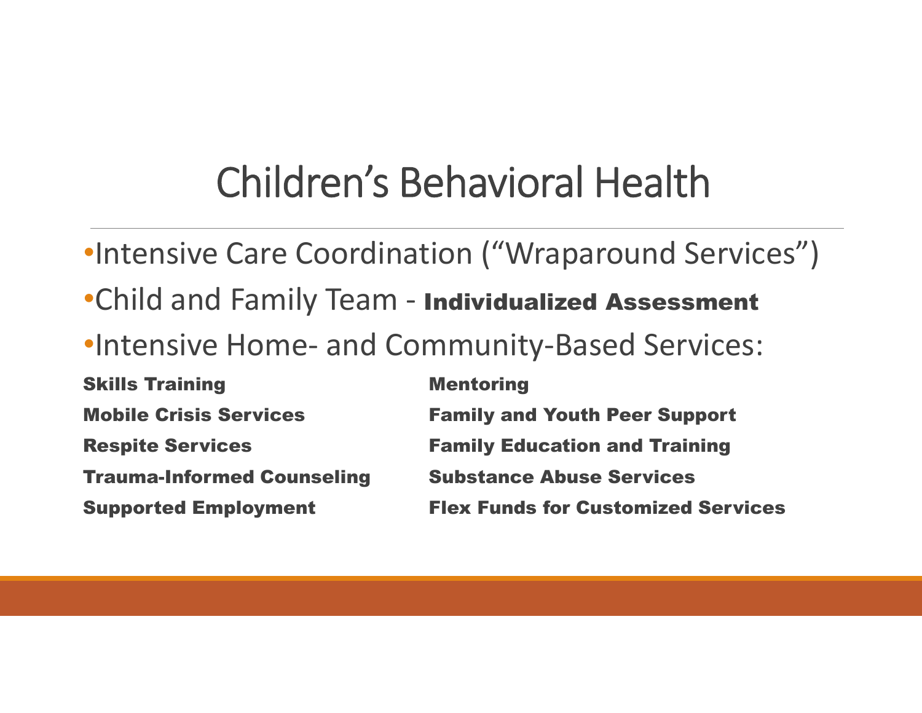# Children’s Behavioral Health

- Intensive Care Coordination (“Wraparound Services”)
- Child and Family Team - **Individualized Assessment**
- Intensive Home- and Community-Based Services:

**Skills Training**

**Mobile Crisis Services**

**Respite Services**

**Trauma-Informed Counseling**

**Supported Employment**

**Mentoring**

**Family and Youth Peer Support**

**Family Education and Training**

**Substance Abuse Services**

**Flex Funds for Customized Services**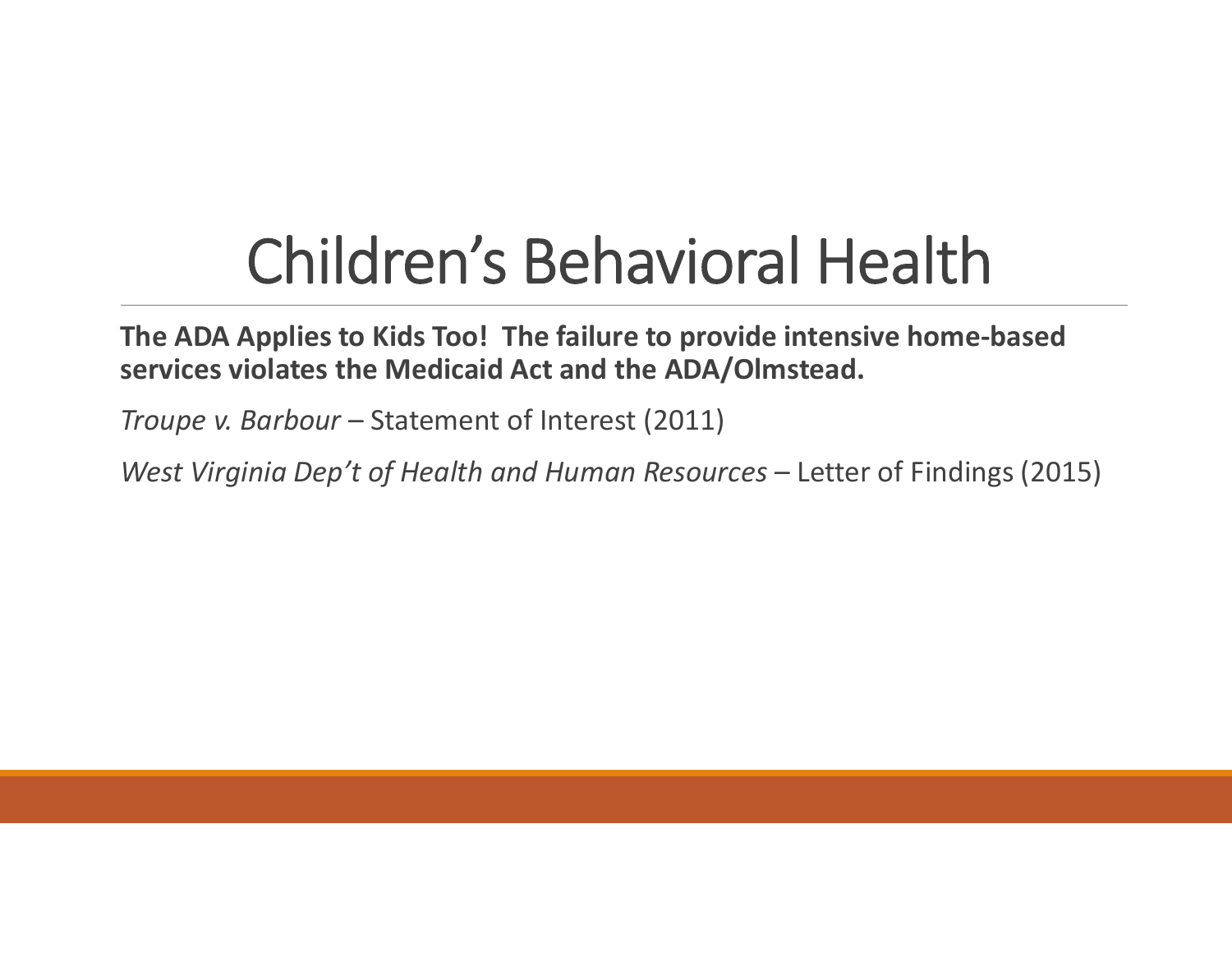# Children's Behavioral Health

**The ADA Applies to Kids Too! The failure to provide intensive home-based services violates the Medicaid Act and the ADA/Olmstead.**

*Troupe v. Barbour* – Statement of Interest (2011)

*West Virginia Dep't of Health and Human Resources* – Letter of Findings (2015)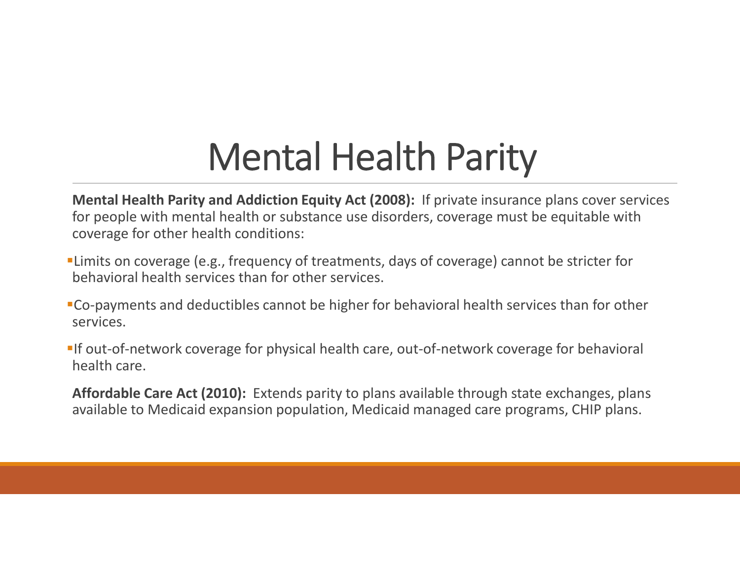# Mental Health Parity

**Mental Health Parity and Addiction Equity Act (2008):** If private insurance plans cover services for people with mental health or substance use disorders, coverage must be equitable with coverage for other health conditions:

- Limits on coverage (e.g., frequency of treatments, days of coverage) cannot be stricter for behavioral health services than for other services.
- Co-payments and deductibles cannot be higher for behavioral health services than for other services.
- If out-of-network coverage for physical health care, out-of-network coverage for behavioral health care.

**Affordable Care Act (2010):** Extends parity to plans available through state exchanges, plans available to Medicaid expansion population, Medicaid managed care programs, CHIP plans.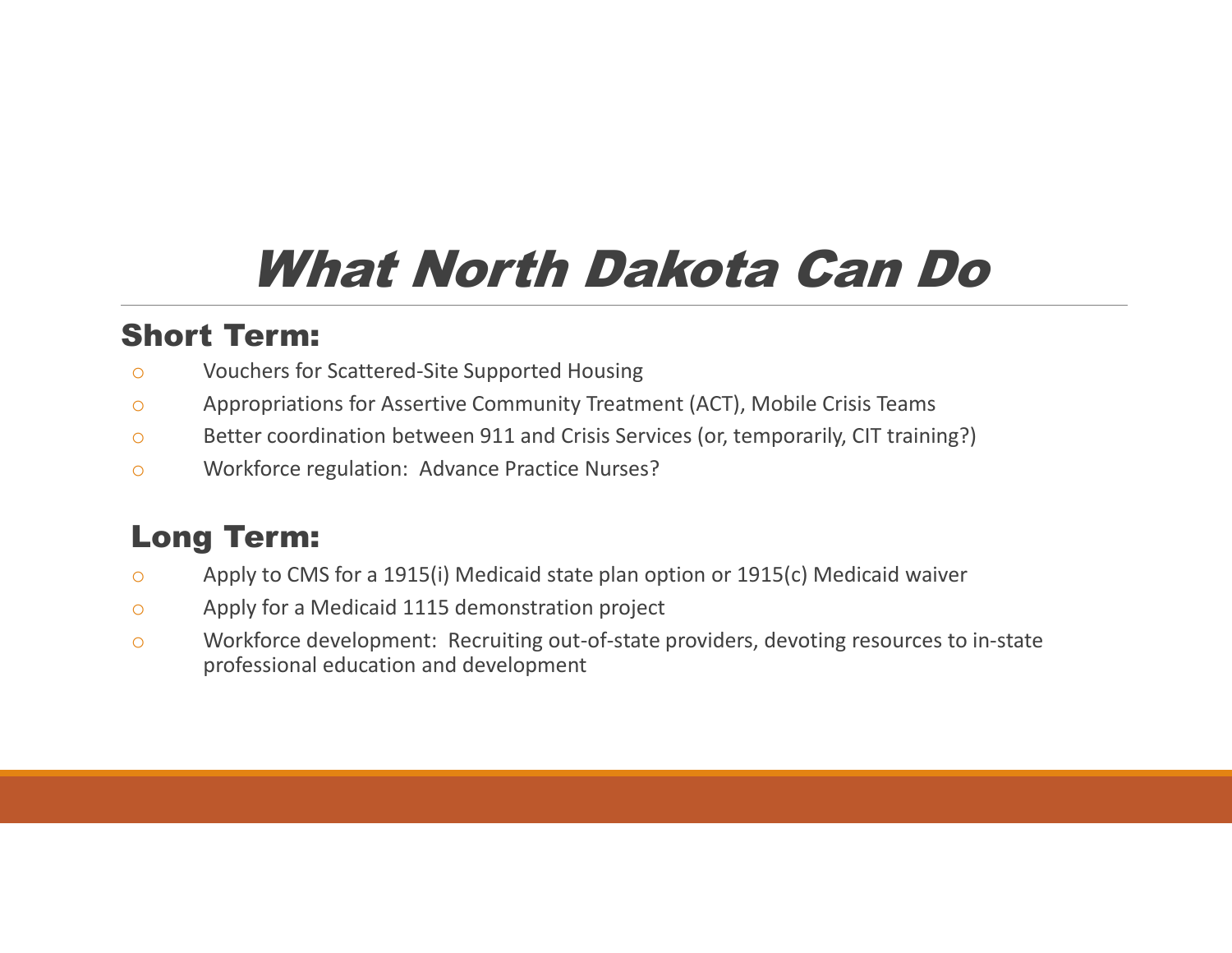# *What North Dakota Can Do*

## Short Term:

- Vouchers for Scattered-Site Supported Housing
- Appropriations for Assertive Community Treatment (ACT), Mobile Crisis Teams
- Better coordination between 911 and Crisis Services (or, temporarily, CIT training?)
- Workforce regulation: Advance Practice Nurses?

## Long Term:

- Apply to CMS for a 1915(i) Medicaid state plan option or 1915(c) Medicaid waiver
- Apply for a Medicaid 1115 demonstration project
- Workforce development: Recruiting out-of-state providers, devoting resources to in-state professional education and development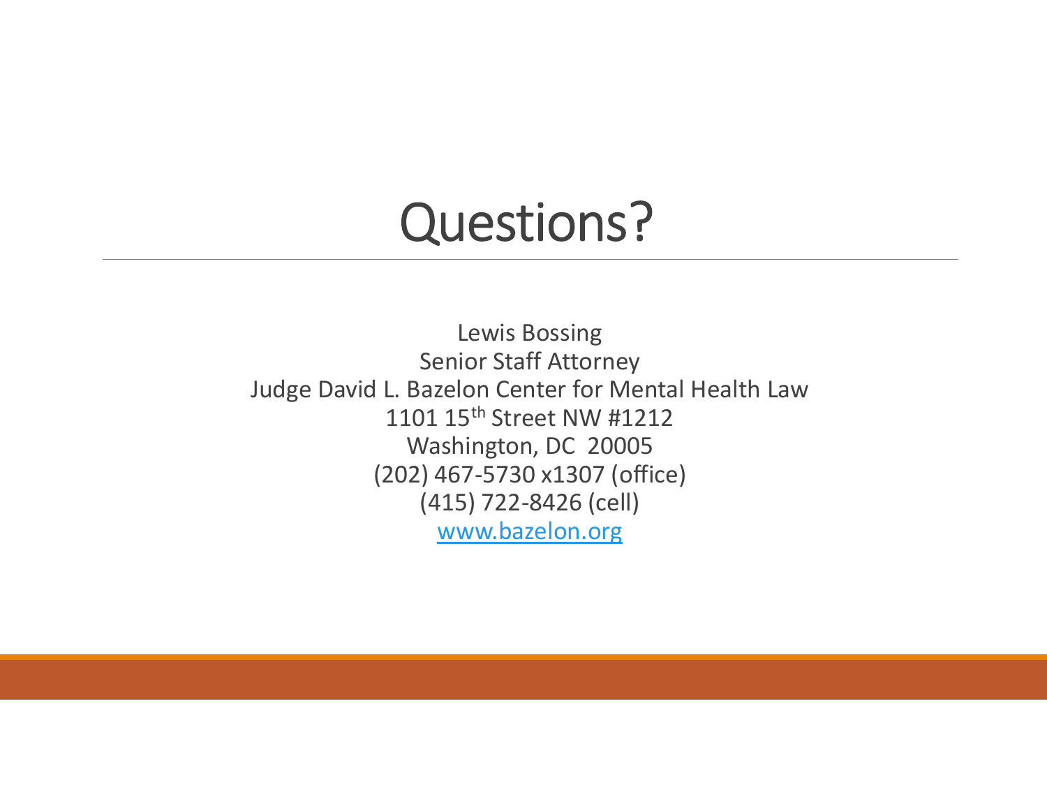# Questions?

Lewis Bossing
Senior Staff Attorney
Judge David L. Bazelon Center for Mental Health Law
1101 15th Street NW #1212
Washington, DC 20005
(202) 467-5730 x1307 (office)
(415) 722-8426 (cell)
[www.bazelon.org](http://www.bazelon.org)